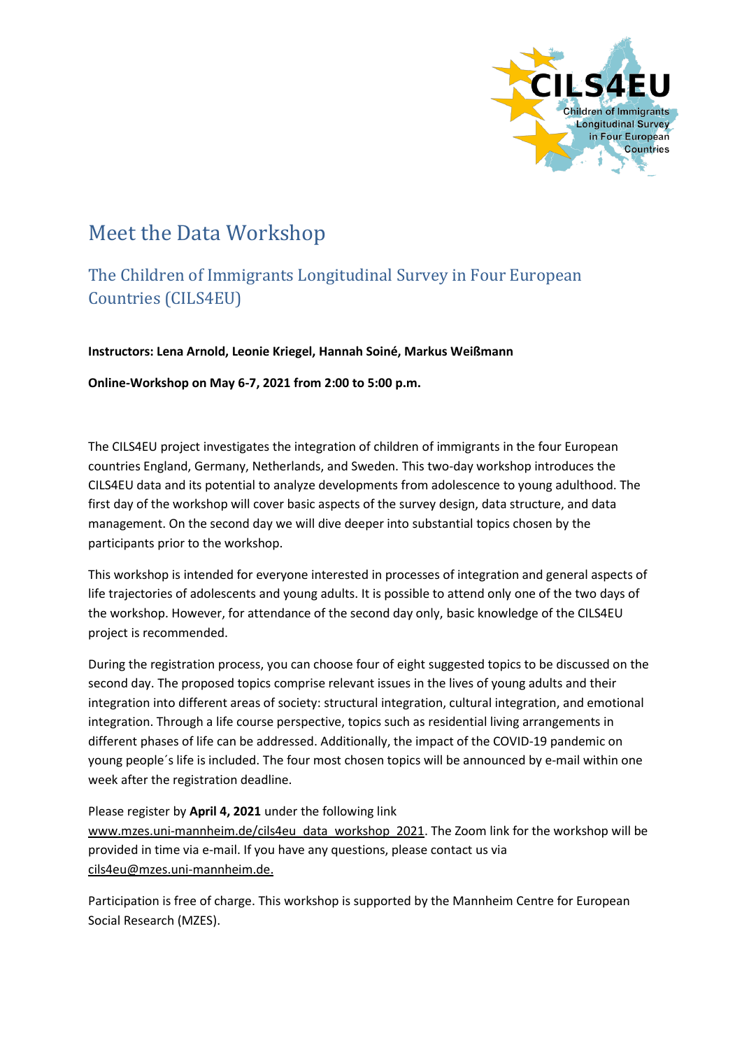# Meet the Data Workshop

## The Children of Immigrants Longitudinal Survey in Four European Countries (CILS4EU)

**Instructors: Lena Arnold, Leonie Kriegel, Hannah Soiné, Markus Weißmann**

**Online-Workshop on May 6-7, 2021 from 2:00 to 5:00 p.m.**

The CILS4EU project investigates the integration of children of immigrants in the four European countries England, Germany, Netherlands, and Sweden. This two-day workshop introduces the CILS4EU data and its potential to analyze developments from adolescence to young adulthood. The first day of the workshop will cover basic aspects of the survey design, data structure, and data management. On the second day we will dive deeper into substantial topics chosen by the participants prior to the workshop.

This workshop is intended for everyone interested in processes of integration and general aspects of life trajectories of adolescents and young adults. It is possible to attend only one of the two days of the workshop. However, for attendance of the second day only, basic knowledge of the CILS4EU project is recommended.

During the registration process, you can choose four of eight suggested topics to be discussed on the second day. The proposed topics comprise relevant issues in the lives of young adults and their integration into different areas of society: structural integration, cultural integration, and emotional integration. Through a life course perspective, topics such as residential living arrangements in different phases of life can be addressed. Additionally, the impact of the COVID-19 pandemic on young people´s life is included. The four most chosen topics will be announced by e-mail within one week after the registration deadline.

Please register by **April 4, 2021** under the following link www.mzes.uni-mannheim.de/cils4eu_data_workshop_2021. The Zoom link for the workshop will be provided in time via e-mail. If you have any questions, please contact us via cils4eu@mzes.uni-mannheim.de.

Participation is free of charge. This workshop is supported by the Mannheim Centre for European Social Research (MZES).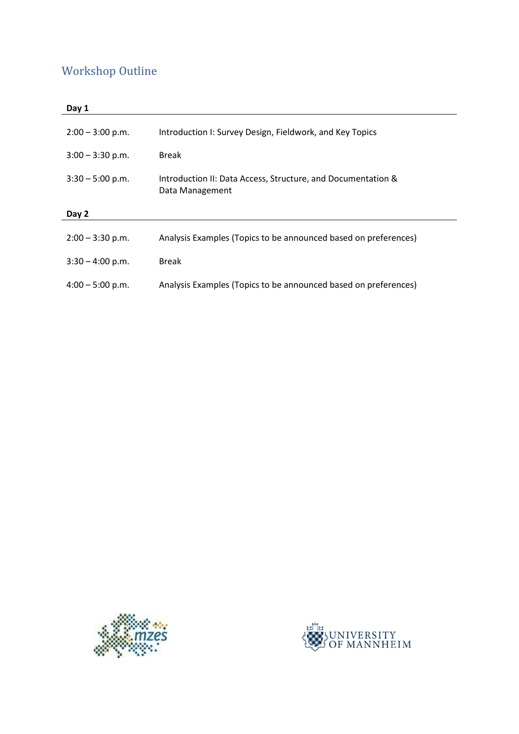## Workshop Outline

**Day 1**

| | |
|---|---|
| 2:00 – 3:00 p.m. | Introduction I: Survey Design, Fieldwork, and Key Topics |
| 3:00 – 3:30 p.m. | Break |
| 3:30 – 5:00 p.m. | Introduction II: Data Access, Structure, and Documentation & Data Management |

**Day 2**

| | |
|---|---|
| 2:00 – 3:30 p.m. | Analysis Examples (Topics to be announced based on preferences) |
| 3:30 – 4:00 p.m. | Break |
| 4:00 – 5:00 p.m. | Analysis Examples (Topics to be announced based on preferences) |